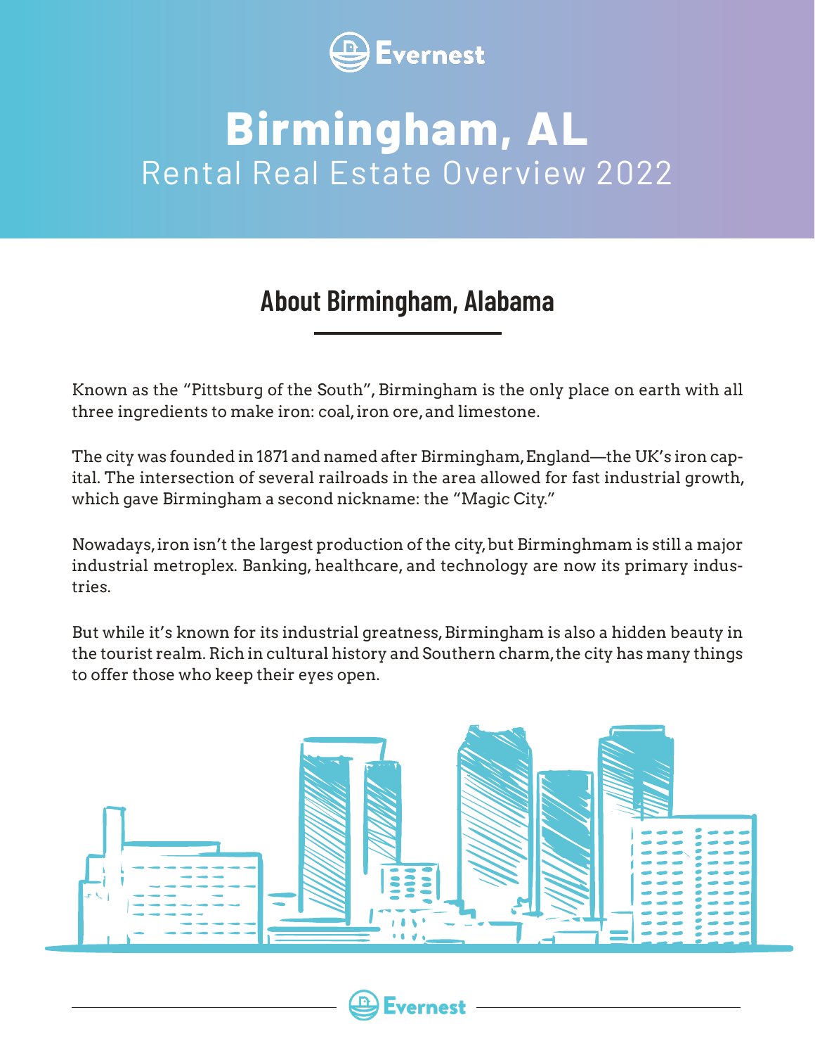# Birmingham, AL

Rental Real Estate Overview 2022

## About Birmingham, Alabama

Known as the "Pittsburg of the South", Birmingham is the only place on earth with all three ingredients to make iron: coal, iron ore, and limestone.

The city was founded in 1871 and named after Birmingham, England—the UK's iron capital. The intersection of several railroads in the area allowed for fast industrial growth, which gave Birmingham a second nickname: the "Magic City."

Nowadays, iron isn't the largest production of the city, but Birminghmam is still a major industrial metroplex. Banking, healthcare, and technology are now its primary industries.

But while it's known for its industrial greatness, Birmingham is also a hidden beauty in the tourist realm. Rich in cultural history and Southern charm, the city has many things to offer those who keep their eyes open.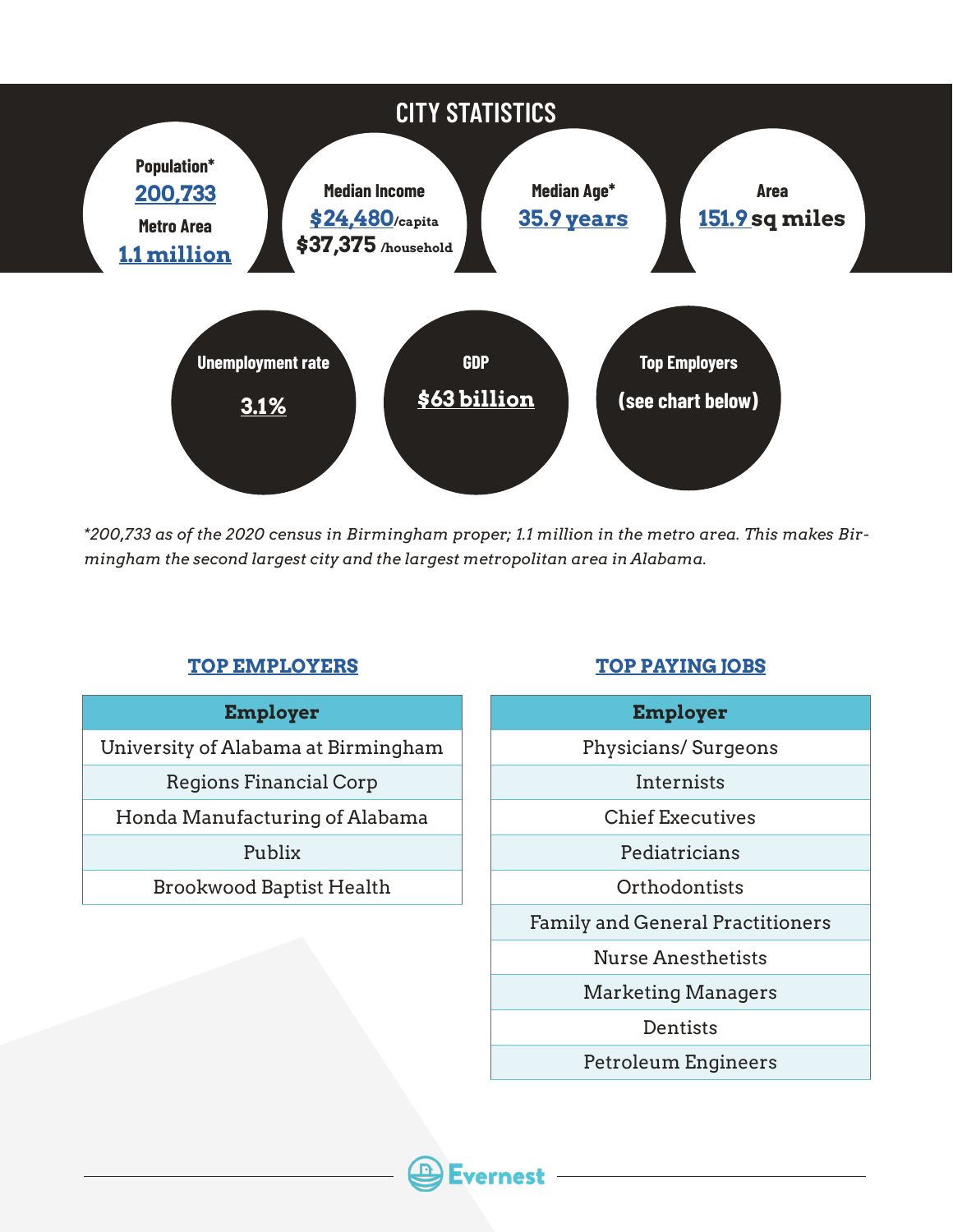## CITY STATISTICS

**Population***
200,733

**Metro Area**
1.1 million

**Median Income**
$24,480/capita
$37,375 /household

**Median Age***
35.9 years

**Area**
151.9 sq miles

**Unemployment rate**
3.1%

**GDP**
$63 billion

**Top Employers**
(see chart below)

*200,733 as of the 2020 census in Birmingham proper; 1.1 million in the metro area. This makes Birmingham the second largest city and the largest metropolitan area in Alabama.*

### TOP EMPLOYERS

| Employer |
| --- |
| University of Alabama at Birmingham |
| Regions Financial Corp |
| Honda Manufacturing of Alabama |
| Publix |
| Brookwood Baptist Health |

### TOP PAYING JOBS

| Employer |
| --- |
| Physicians/ Surgeons |
| Internists |
| Chief Executives |
| Pediatricians |
| Orthodontists |
| Family and General Practitioners |
| Nurse Anesthetists |
| Marketing Managers |
| Dentists |
| Petroleum Engineers |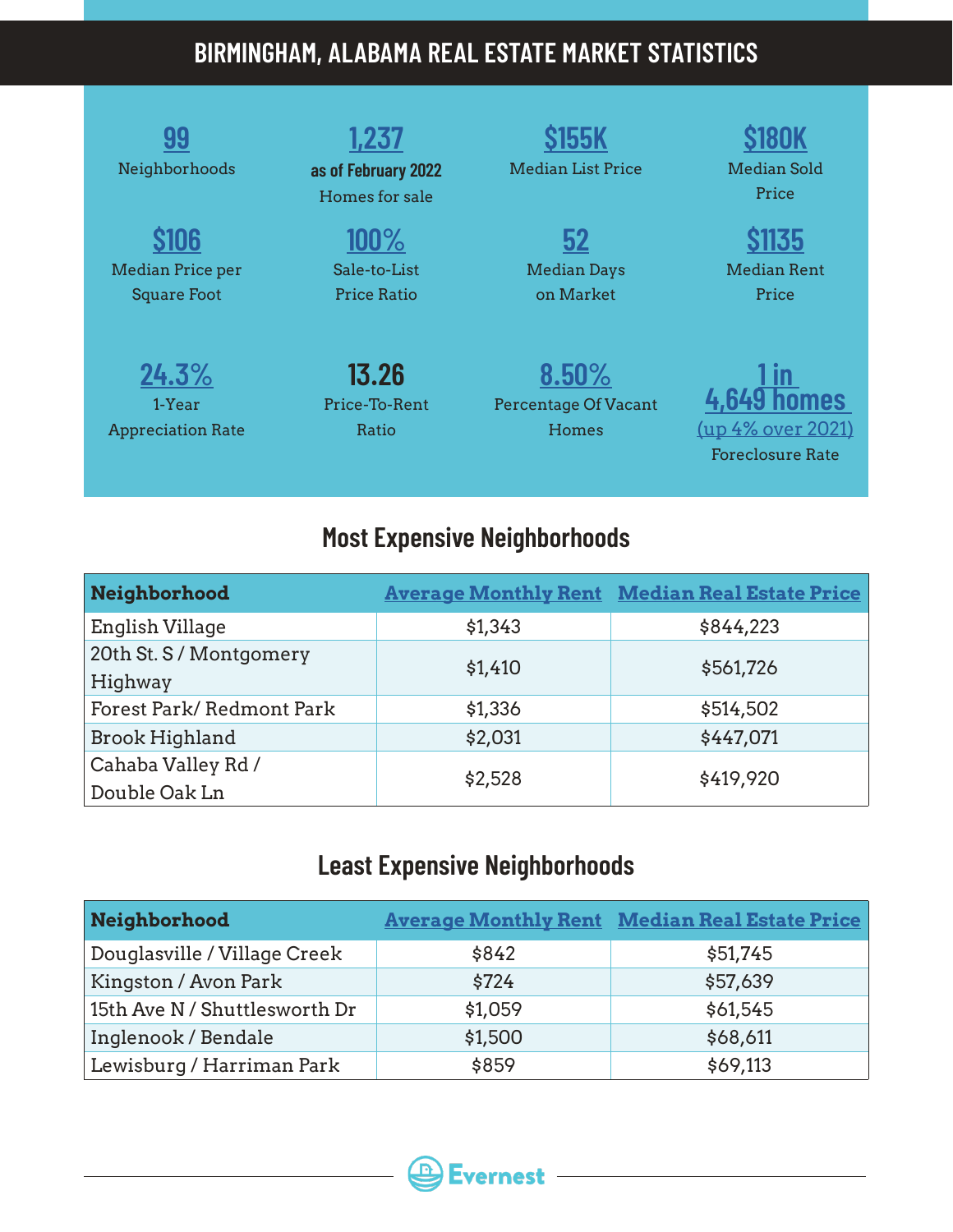# BIRMINGHAM, ALABAMA REAL ESTATE MARKET STATISTICS

**99**
Neighborhoods

**1,237**
**as of February 2022**
Homes for sale

**$155K**
Median List Price

**$180K**
Median Sold Price

**$106**
Median Price per Square Foot

**100%**
Sale-to-List Price Ratio

**52**
Median Days on Market

**$1135**
Median Rent Price

**24.3%**
1-Year Appreciation Rate

**13.26**
Price-To-Rent Ratio

**8.50%**
Percentage Of Vacant Homes

**1 in 4,649 homes**
(up 4% over 2021)
Foreclosure Rate

## Most Expensive Neighborhoods

| Neighborhood | Average Monthly Rent | Median Real Estate Price |
|---|---|---|
| English Village | $1,343 | $844,223 |
| 20th St. S / Montgomery Highway | $1,410 | $561,726 |
| Forest Park/ Redmont Park | $1,336 | $514,502 |
| Brook Highland | $2,031 | $447,071 |
| Cahaba Valley Rd / Double Oak Ln | $2,528 | $419,920 |

## Least Expensive Neighborhoods

| Neighborhood | Average Monthly Rent | Median Real Estate Price |
|---|---|---|
| Douglasville / Village Creek | $842 | $51,745 |
| Kingston / Avon Park | $724 | $57,639 |
| 15th Ave N / Shuttlesworth Dr | $1,059 | $61,545 |
| Inglenook / Bendale | $1,500 | $68,611 |
| Lewisburg / Harriman Park | $859 | $69,113 |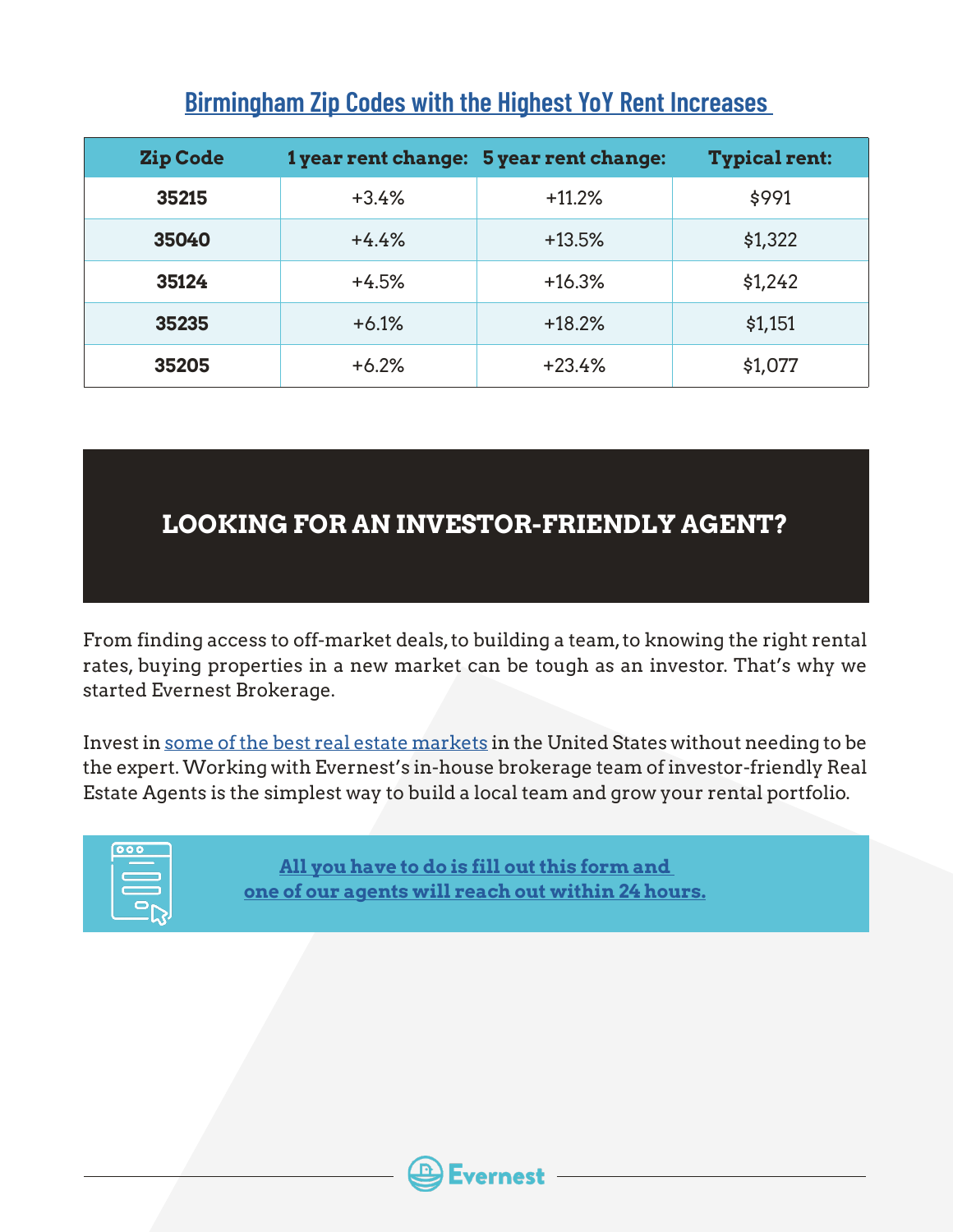## Birmingham Zip Codes with the Highest YoY Rent Increases

| Zip Code | 1 year rent change: | 5 year rent change: | Typical rent: |
|---|---|---|---|
| **35215** | +3.4% | +11.2% | $991 |
| **35040** | +4.4% | +13.5% | $1,322 |
| **35124** | +4.5% | +16.3% | $1,242 |
| **35235** | +6.1% | +18.2% | $1,151 |
| **35205** | +6.2% | +23.4% | $1,077 |

## LOOKING FOR AN INVESTOR-FRIENDLY AGENT?

From finding access to off-market deals, to building a team, to knowing the right rental rates, buying properties in a new market can be tough as an investor. That's why we started Evernest Brokerage.

Invest in some of the best real estate markets in the United States without needing to be the expert. Working with Evernest's in-house brokerage team of investor-friendly Real Estate Agents is the simplest way to build a local team and grow your rental portfolio.

**All you have to do is fill out this form and one of our agents will reach out within 24 hours.**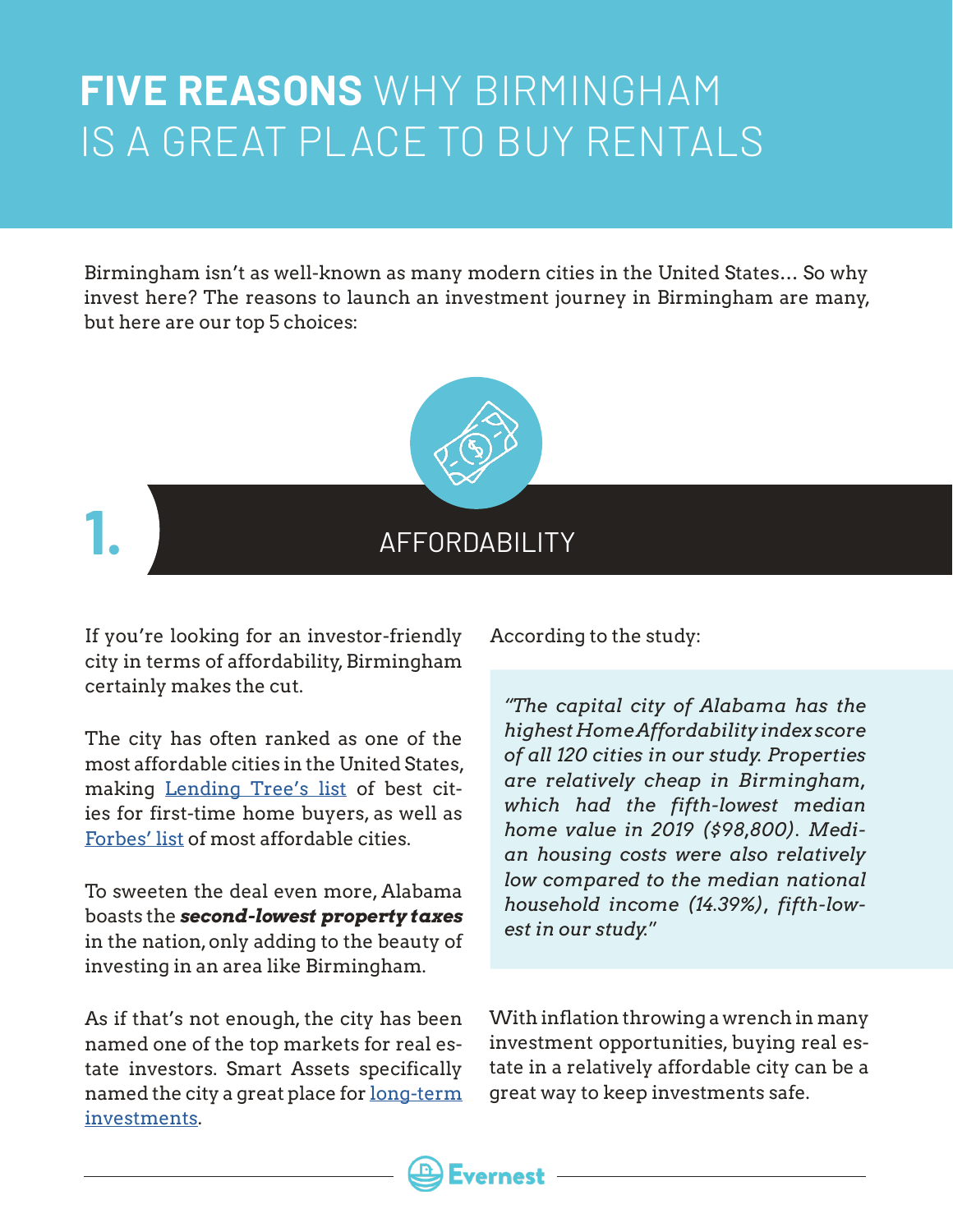# **FIVE REASONS** WHY BIRMINGHAM IS A GREAT PLACE TO BUY RENTALS

Birmingham isn't as well-known as many modern cities in the United States... So why invest here? The reasons to launch an investment journey in Birmingham are many, but here are our top 5 choices:

## 1. AFFORDABILITY

If you're looking for an investor-friendly city in terms of affordability, Birmingham certainly makes the cut.

The city has often ranked as one of the most affordable cities in the United States, making [Lending Tree's list]() of best cities for first-time home buyers, as well as [Forbes' list]() of most affordable cities.

To sweeten the deal even more, Alabama boasts the ***second-lowest property taxes*** in the nation, only adding to the beauty of investing in an area like Birmingham.

As if that's not enough, the city has been named one of the top markets for real estate investors. Smart Assets specifically named the city a great place for [long-term investments]().

According to the study:

> *"The capital city of Alabama has the highest Home Affordability index score of all 120 cities in our study. Properties are relatively cheap in Birmingham, which had the fifth-lowest median home value in 2019 ($98,800). Median housing costs were also relatively low compared to the median national household income (14.39%), fifth-lowest in our study."*

With inflation throwing a wrench in many investment opportunities, buying real estate in a relatively affordable city can be a great way to keep investments safe.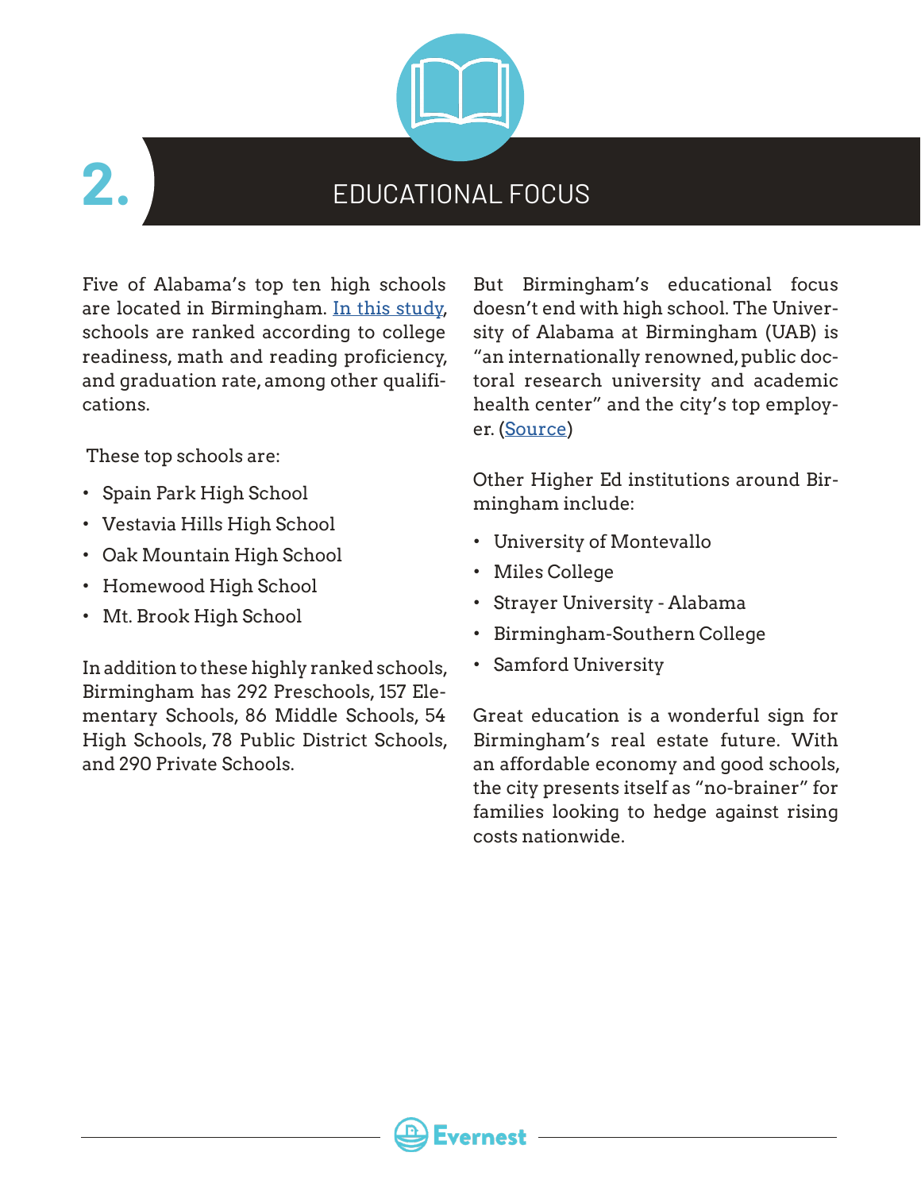## 2. EDUCATIONAL FOCUS

Five of Alabama's top ten high schools are located in Birmingham. In this study, schools are ranked according to college readiness, math and reading proficiency, and graduation rate, among other qualifications.

These top schools are:

- Spain Park High School
- Vestavia Hills High School
- Oak Mountain High School
- Homewood High School
- Mt. Brook High School

In addition to these highly ranked schools, Birmingham has 292 Preschools, 157 Elementary Schools, 86 Middle Schools, 54 High Schools, 78 Public District Schools, and 290 Private Schools.

But Birmingham's educational focus doesn't end with high school. The University of Alabama at Birmingham (UAB) is "an internationally renowned, public doctoral research university and academic health center" and the city's top employer. (Source)

Other Higher Ed institutions around Birmingham include:

- University of Montevallo
- Miles College
- Strayer University - Alabama
- Birmingham-Southern College
- Samford University

Great education is a wonderful sign for Birmingham's real estate future. With an affordable economy and good schools, the city presents itself as "no-brainer" for families looking to hedge against rising costs nationwide.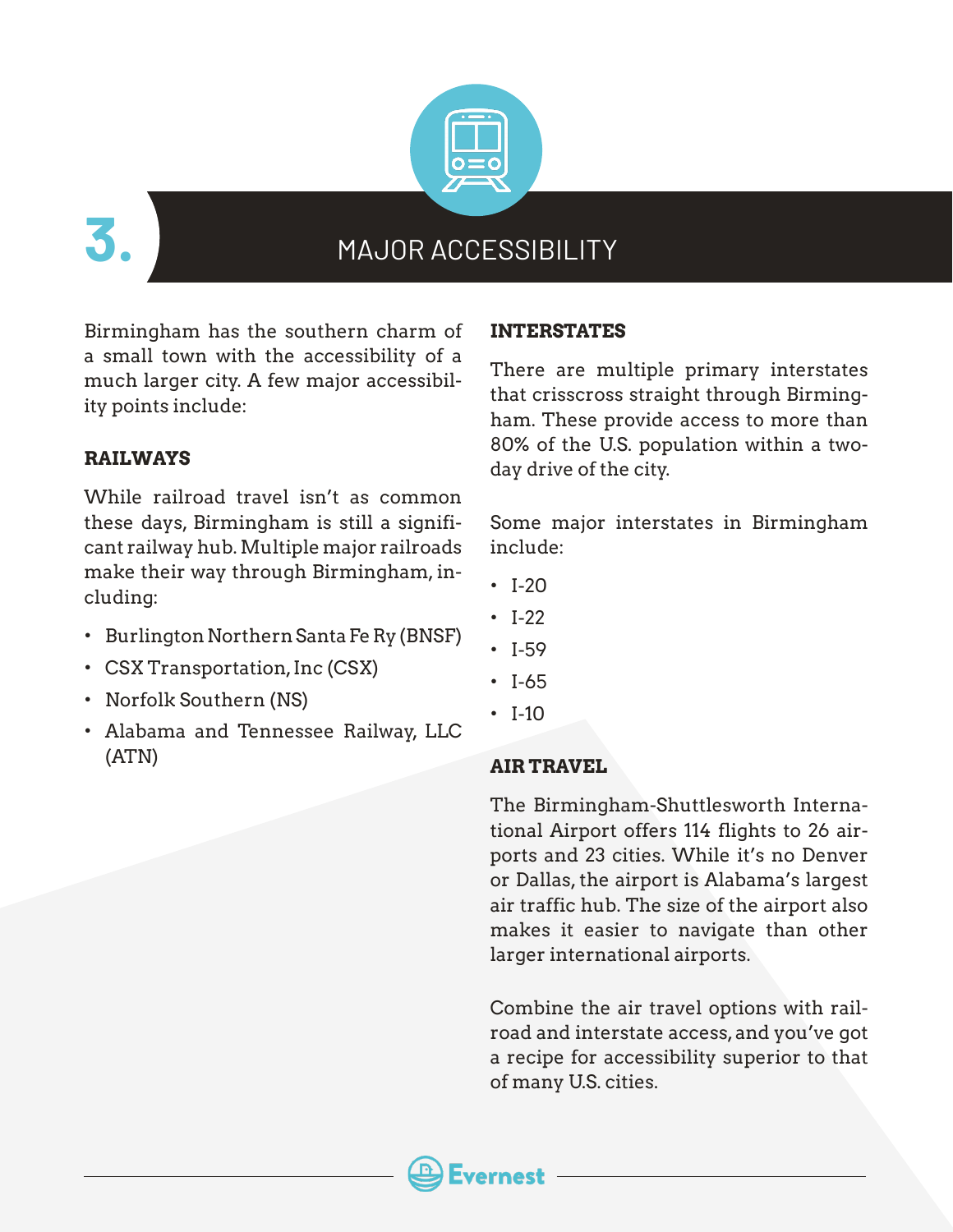# 3. MAJOR ACCESSIBILITY

Birmingham has the southern charm of a small town with the accessibility of a much larger city. A few major accessibility points include:

### RAILWAYS

While railroad travel isn't as common these days, Birmingham is still a significant railway hub. Multiple major railroads make their way through Birmingham, including:

- Burlington Northern Santa Fe Ry (BNSF)
- CSX Transportation, Inc (CSX)
- Norfolk Southern (NS)
- Alabama and Tennessee Railway, LLC (ATN)

### INTERSTATES

There are multiple primary interstates that crisscross straight through Birmingham. These provide access to more than 80% of the U.S. population within a two-day drive of the city.

Some major interstates in Birmingham include:

- I-20
- I-22
- I-59
- I-65
- I-10

### AIR TRAVEL

The Birmingham-Shuttlesworth International Airport offers 114 flights to 26 airports and 23 cities. While it's no Denver or Dallas, the airport is Alabama's largest air traffic hub. The size of the airport also makes it easier to navigate than other larger international airports.

Combine the air travel options with railroad and interstate access, and you've got a recipe for accessibility superior to that of many U.S. cities.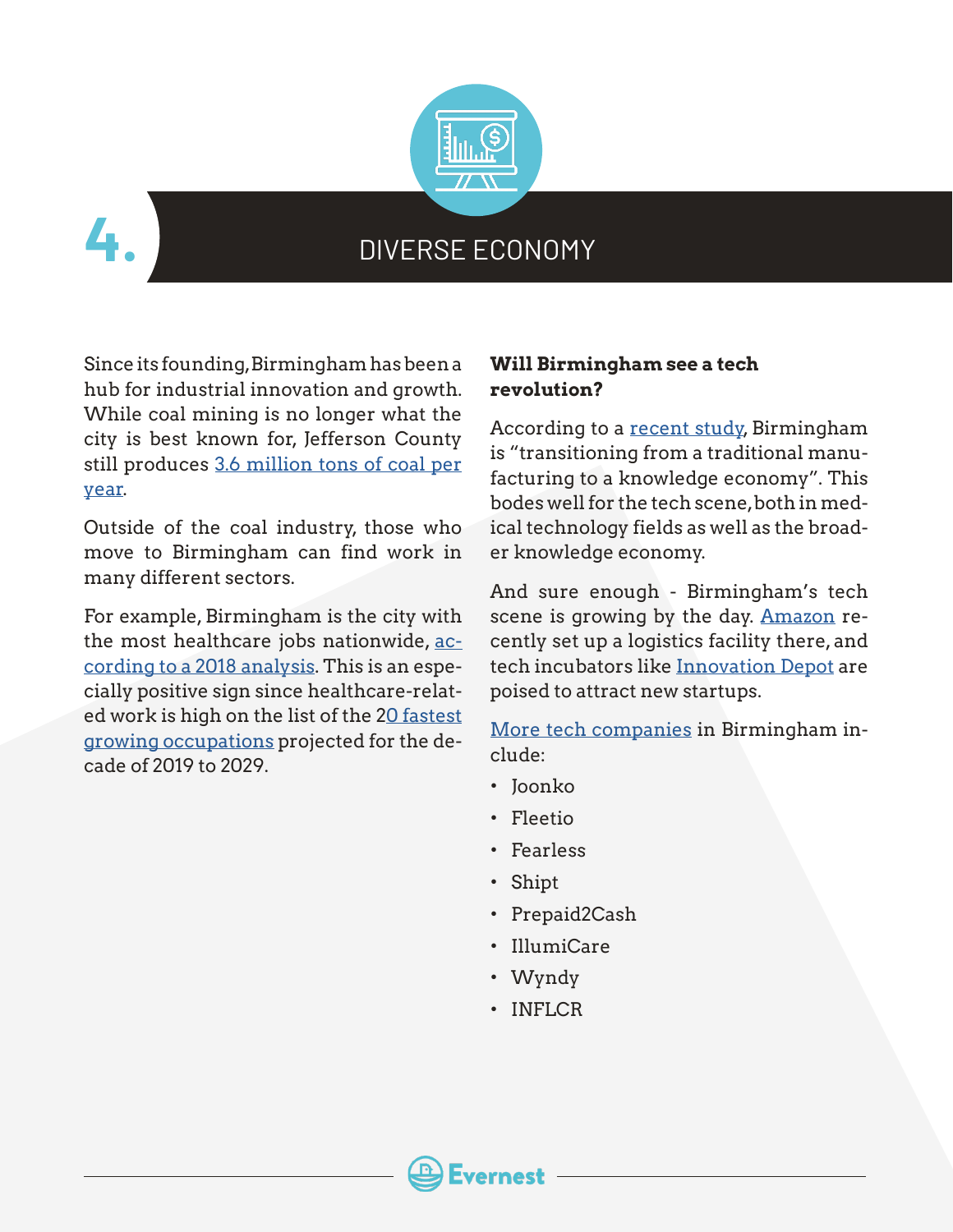# 4. DIVERSE ECONOMY

Since its founding, Birmingham has been a hub for industrial innovation and growth. While coal mining is no longer what the city is best known for, Jefferson County still produces 3.6 million tons of coal per year.

Outside of the coal industry, those who move to Birmingham can find work in many different sectors.

For example, Birmingham is the city with the most healthcare jobs nationwide, according to a 2018 analysis. This is an especially positive sign since healthcare-related work is high on the list of the 20 fastest growing occupations projected for the decade of 2019 to 2029.

**Will Birmingham see a tech revolution?**

According to a recent study, Birmingham is "transitioning from a traditional manufacturing to a knowledge economy". This bodes well for the tech scene, both in medical technology fields as well as the broader knowledge economy.

And sure enough - Birmingham's tech scene is growing by the day. Amazon recently set up a logistics facility there, and tech incubators like Innovation Depot are poised to attract new startups.

More tech companies in Birmingham include:

- Joonko
- Fleetio
- Fearless
- Shipt
- Prepaid2Cash
- IllumiCare
- Wyndy
- INFLCR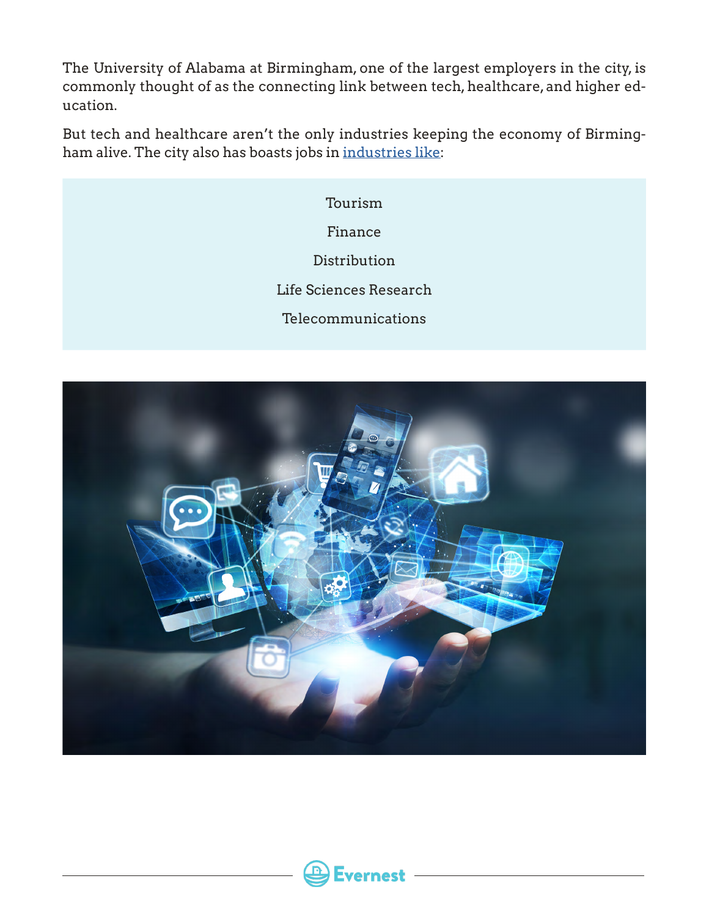The University of Alabama at Birmingham, one of the largest employers in the city, is commonly thought of as the connecting link between tech, healthcare, and higher education.

But tech and healthcare aren't the only industries keeping the economy of Birmingham alive. The city also has boasts jobs in industries like:

- Tourism
- Finance
- Distribution
- Life Sciences Research
- Telecommunications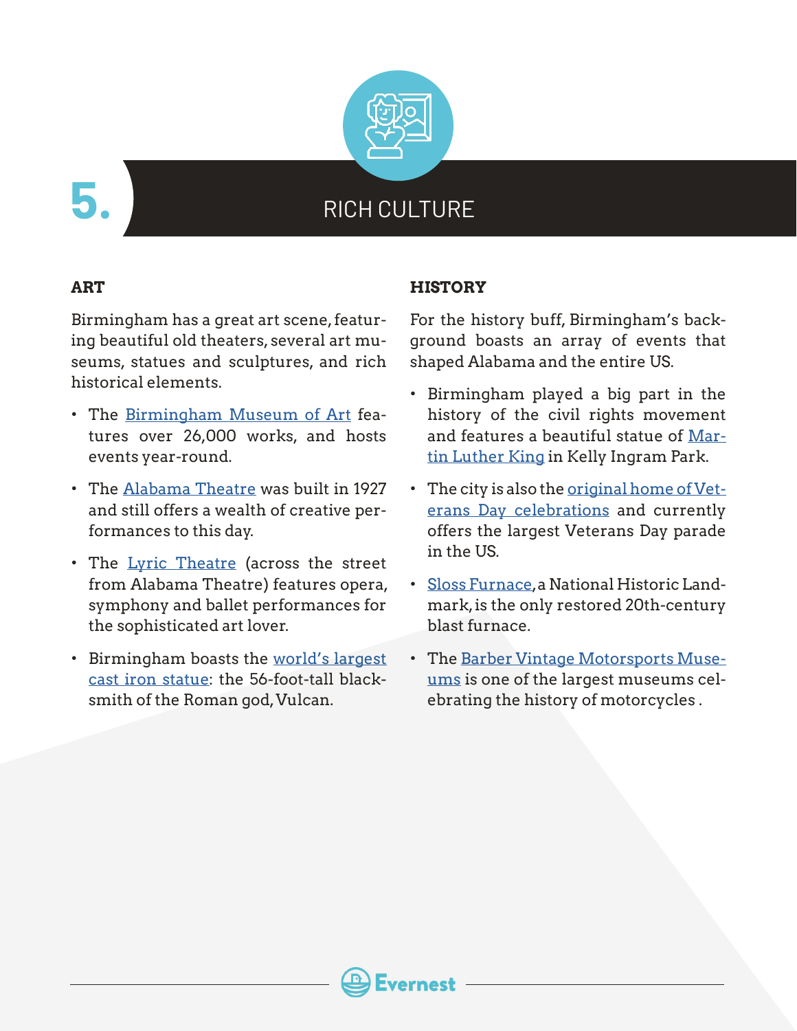# 5. RICH CULTURE

## ART

Birmingham has a great art scene, featuring beautiful old theaters, several art museums, statues and sculptures, and rich historical elements.

- The Birmingham Museum of Art features over 26,000 works, and hosts events year-round.
- The Alabama Theatre was built in 1927 and still offers a wealth of creative performances to this day.
- The Lyric Theatre (across the street from Alabama Theatre) features opera, symphony and ballet performances for the sophisticated art lover.
- Birmingham boasts the world's largest cast iron statue: the 56-foot-tall blacksmith of the Roman god, Vulcan.

## HISTORY

For the history buff, Birmingham's background boasts an array of events that shaped Alabama and the entire US.

- Birmingham played a big part in the history of the civil rights movement and features a beautiful statue of Martin Luther King in Kelly Ingram Park.
- The city is also the original home of Veterans Day celebrations and currently offers the largest Veterans Day parade in the US.
- Sloss Furnace, a National Historic Landmark, is the only restored 20th-century blast furnace.
- The Barber Vintage Motorsports Museums is one of the largest museums celebrating the history of motorcycles .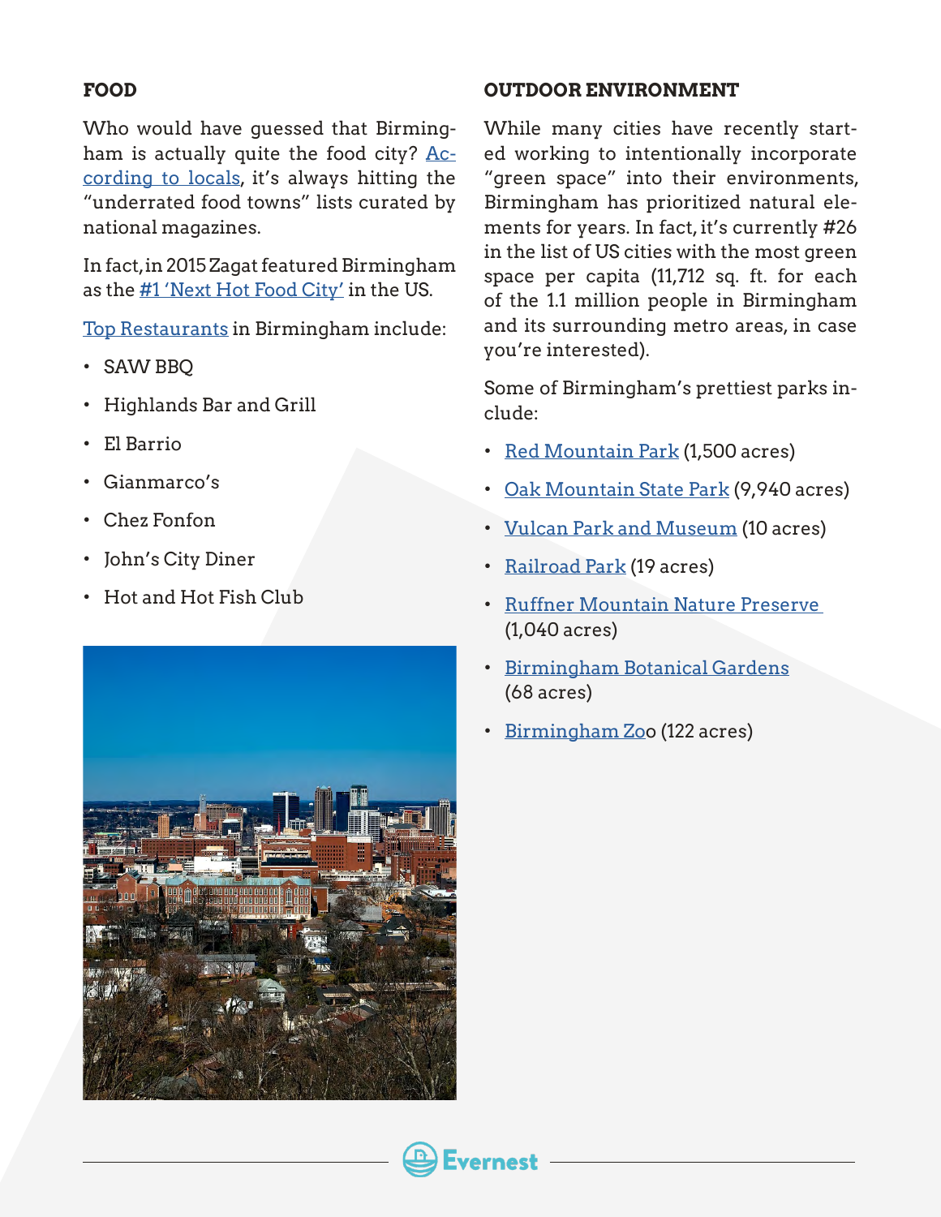## FOOD

Who would have guessed that Birmingham is actually quite the food city? According to locals, it's always hitting the "underrated food towns" lists curated by national magazines.

In fact, in 2015 Zagat featured Birmingham as the #1 'Next Hot Food City' in the US.

Top Restaurants in Birmingham include:

- SAW BBQ
- Highlands Bar and Grill
- El Barrio
- Gianmarco's
- Chez Fonfon
- John's City Diner
- Hot and Hot Fish Club

## OUTDOOR ENVIRONMENT

While many cities have recently started working to intentionally incorporate "green space" into their environments, Birmingham has prioritized natural elements for years. In fact, it's currently #26 in the list of US cities with the most green space per capita (11,712 sq. ft. for each of the 1.1 million people in Birmingham and its surrounding metro areas, in case you're interested).

Some of Birmingham's prettiest parks include:

- Red Mountain Park (1,500 acres)
- Oak Mountain State Park (9,940 acres)
- Vulcan Park and Museum (10 acres)
- Railroad Park (19 acres)
- Ruffner Mountain Nature Preserve (1,040 acres)
- Birmingham Botanical Gardens (68 acres)
- Birmingham Zoo (122 acres)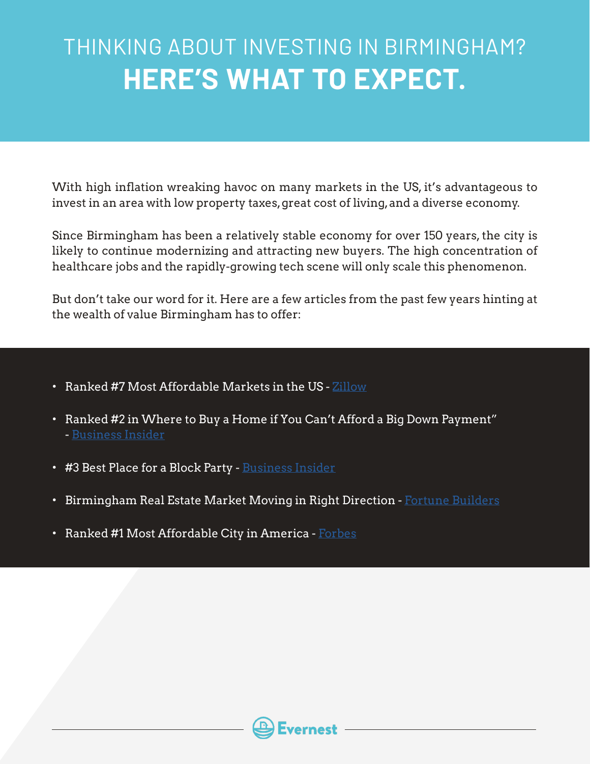# THINKING ABOUT INVESTING IN BIRMINGHAM?
# **HERE'S WHAT TO EXPECT.**

With high inflation wreaking havoc on many markets in the US, it's advantageous to invest in an area with low property taxes, great cost of living, and a diverse economy.

Since Birmingham has been a relatively stable economy for over 150 years, the city is likely to continue modernizing and attracting new buyers. The high concentration of healthcare jobs and the rapidly-growing tech scene will only scale this phenomenon.

But don't take our word for it. Here are a few articles from the past few years hinting at the wealth of value Birmingham has to offer:

- Ranked #7 Most Affordable Markets in the US - Zillow
- Ranked #2 in Where to Buy a Home if You Can't Afford a Big Down Payment" - Business Insider
- #3 Best Place for a Block Party - Business Insider
- Birmingham Real Estate Market Moving in Right Direction - Fortune Builders
- Ranked #1 Most Affordable City in America - Forbes

Evernest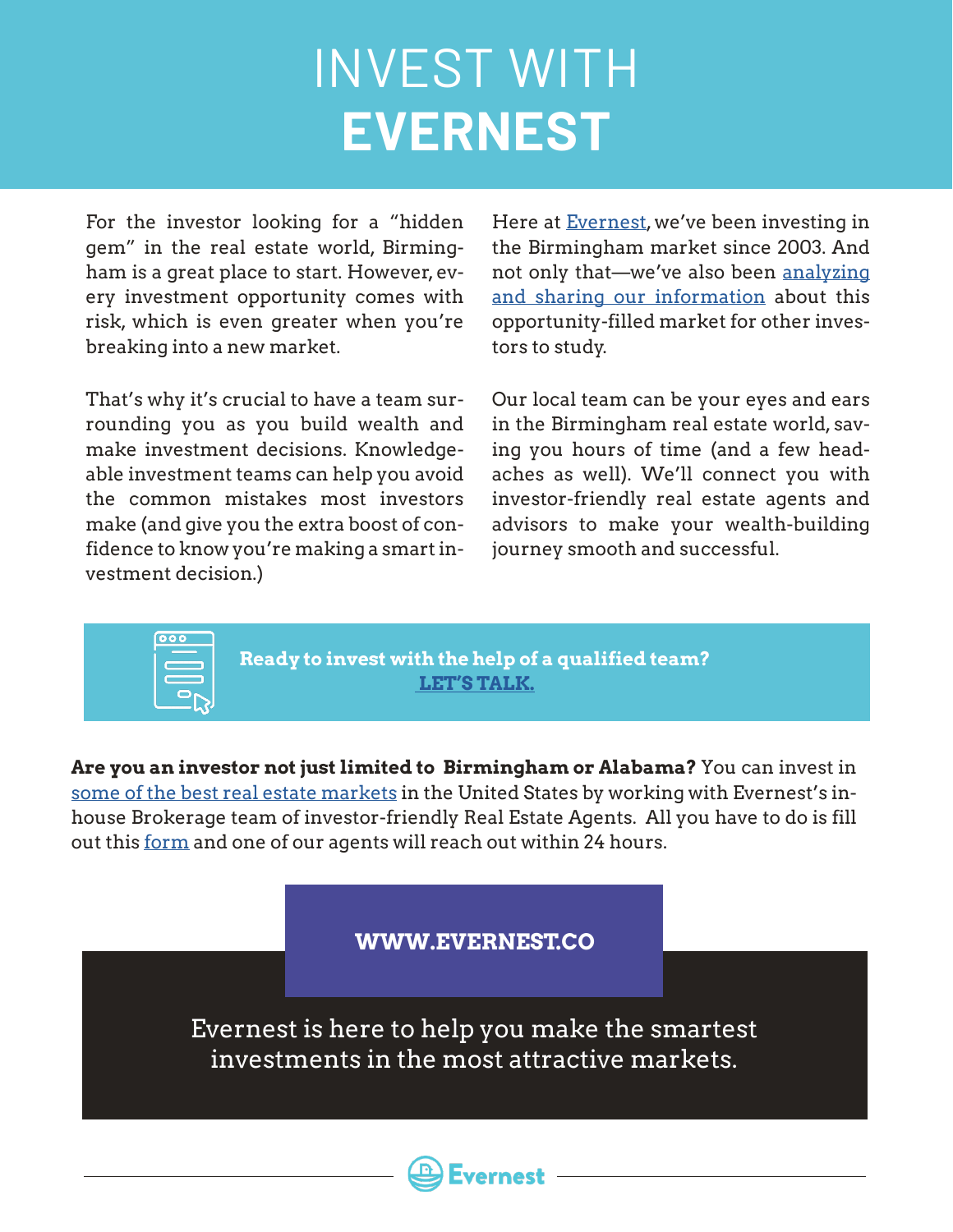# INVEST WITH **EVERNEST**

For the investor looking for a "hidden gem" in the real estate world, Birmingham is a great place to start. However, every investment opportunity comes with risk, which is even greater when you're breaking into a new market.

That's why it's crucial to have a team surrounding you as you build wealth and make investment decisions. Knowledgeable investment teams can help you avoid the common mistakes most investors make (and give you the extra boost of confidence to know you're making a smart investment decision.)

Here at Evernest, we've been investing in the Birmingham market since 2003. And not only that—we've also been analyzing and sharing our information about this opportunity-filled market for other investors to study.

Our local team can be your eyes and ears in the Birmingham real estate world, saving you hours of time (and a few headaches as well). We'll connect you with investor-friendly real estate agents and advisors to make your wealth-building journey smooth and successful.

**Ready to invest with the help of a qualified team?**
**LET'S TALK.**

**Are you an investor not just limited to Birmingham or Alabama?** You can invest in some of the best real estate markets in the United States by working with Evernest's in-house Brokerage team of investor-friendly Real Estate Agents. All you have to do is fill out this form and one of our agents will reach out within 24 hours.

**WWW.EVERNEST.CO**

Evernest is here to help you make the smartest investments in the most attractive markets.

Evernest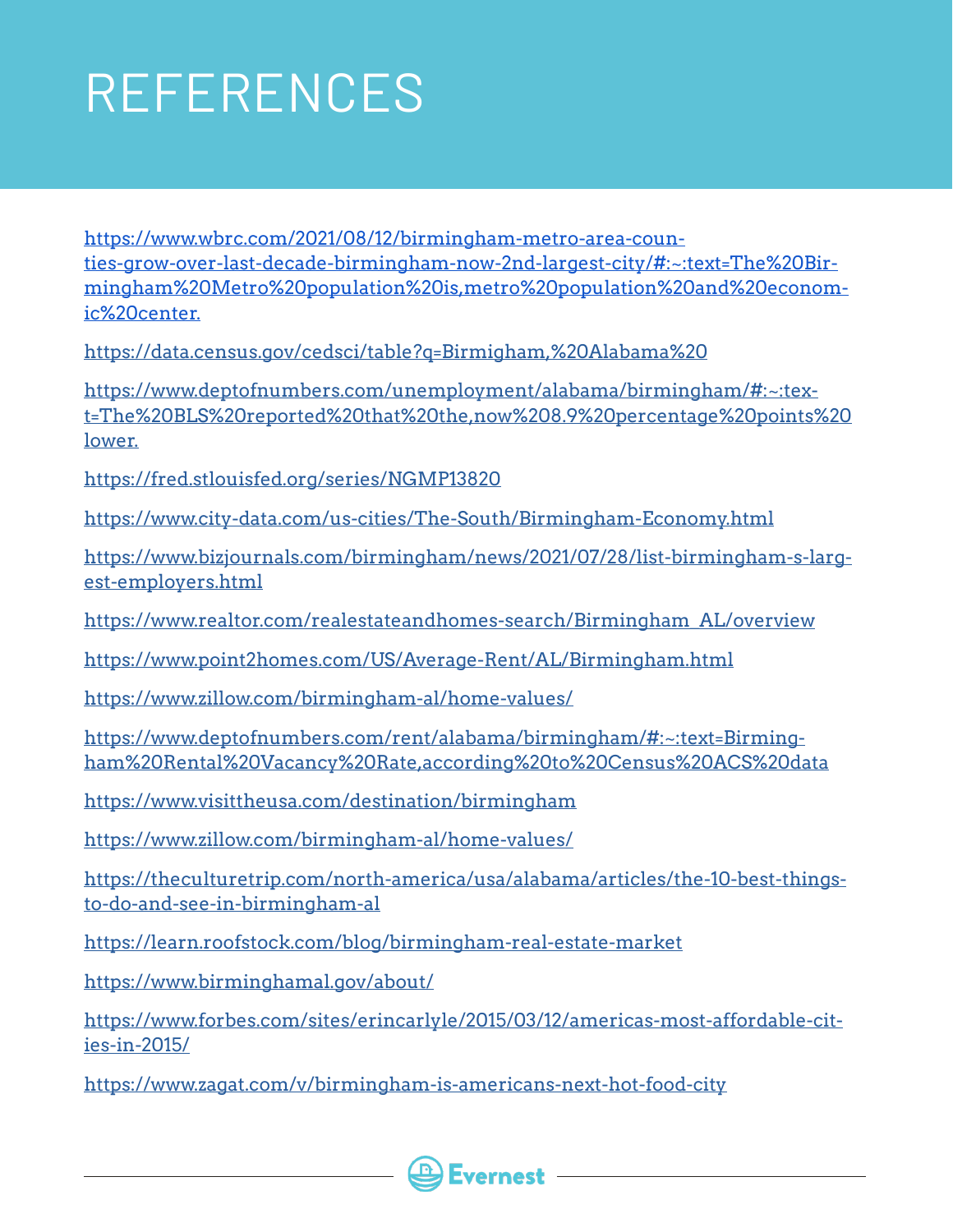# REFERENCES

https://www.wbrc.com/2021/08/12/birmingham-metro-area-counties-grow-over-last-decade-birmingham-now-2nd-largest-city/#:~:text=The%20Birmingham%20Metro%20population%20is,metro%20population%20and%20economic%20center.

https://data.census.gov/cedsci/table?q=Birmigham,%20Alabama%20

https://www.deptofnumbers.com/unemployment/alabama/birmingham/#:~:text=The%20BLS%20reported%20that%20the,now%208.9%20percentage%20points%20lower.

https://fred.stlouisfed.org/series/NGMP13820

https://www.city-data.com/us-cities/The-South/Birmingham-Economy.html

https://www.bizjournals.com/birmingham/news/2021/07/28/list-birmingham-s-largest-employers.html

https://www.realtor.com/realestateandhomes-search/Birmingham_AL/overview

https://www.point2homes.com/US/Average-Rent/AL/Birmingham.html

https://www.zillow.com/birmingham-al/home-values/

https://www.deptofnumbers.com/rent/alabama/birmingham/#:~:text=Birmingham%20Rental%20Vacancy%20Rate,according%20to%20Census%20ACS%20data

https://www.visittheusa.com/destination/birmingham

https://www.zillow.com/birmingham-al/home-values/

https://theculturetrip.com/north-america/usa/alabama/articles/the-10-best-things-to-do-and-see-in-birmingham-al

https://learn.roofstock.com/blog/birmingham-real-estate-market

https://www.birminghamal.gov/about/

https://www.forbes.com/sites/erincarlyle/2015/03/12/americas-most-affordable-cities-in-2015/

https://www.zagat.com/v/birmingham-is-americans-next-hot-food-city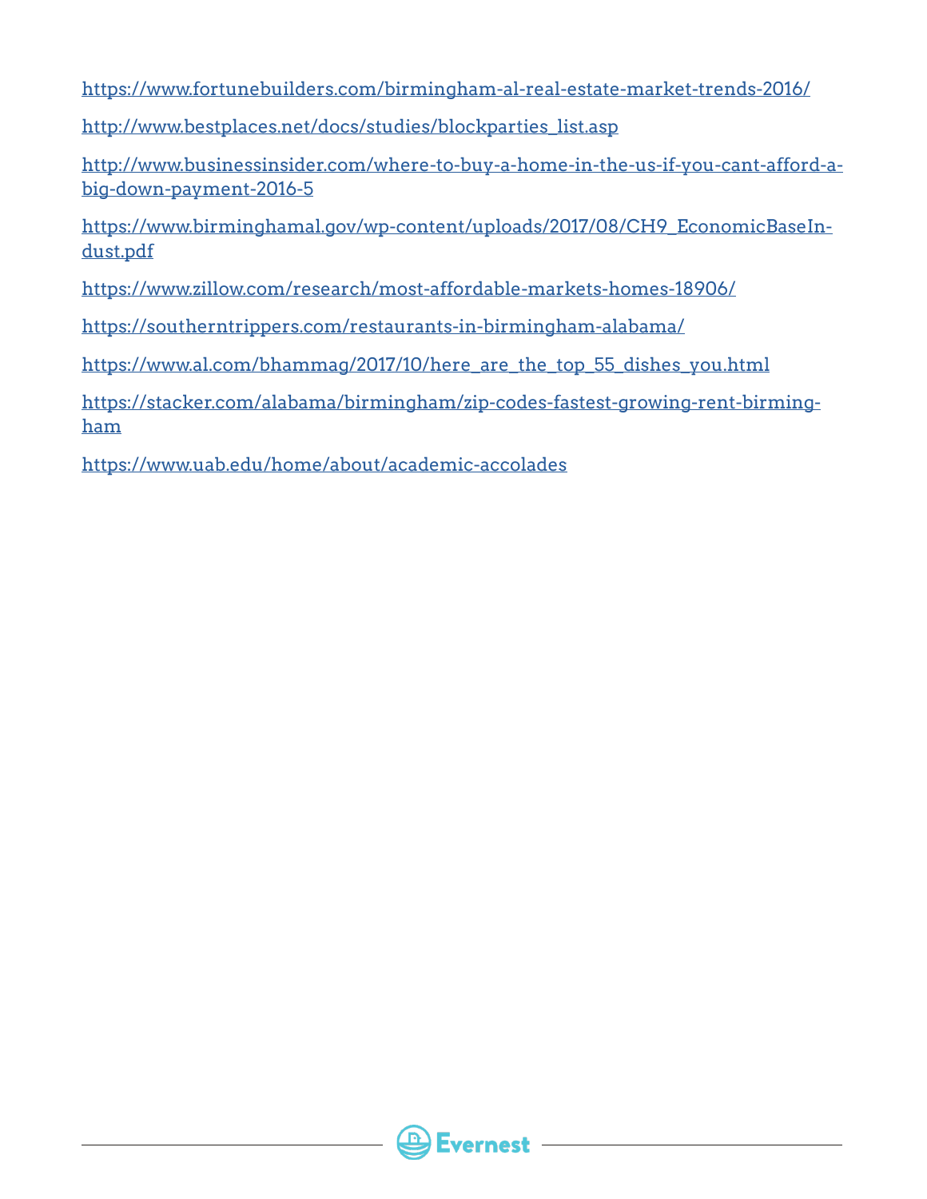https://www.fortunebuilders.com/birmingham-al-real-estate-market-trends-2016/

http://www.bestplaces.net/docs/studies/blockparties_list.asp

http://www.businessinsider.com/where-to-buy-a-home-in-the-us-if-you-cant-afford-a-big-down-payment-2016-5

https://www.birminghamal.gov/wp-content/uploads/2017/08/CH9_EconomicBaseIndust.pdf

https://www.zillow.com/research/most-affordable-markets-homes-18906/

https://southerntrippers.com/restaurants-in-birmingham-alabama/

https://www.al.com/bhammag/2017/10/here_are_the_top_55_dishes_you.html

https://stacker.com/alabama/birmingham/zip-codes-fastest-growing-rent-birmingham

https://www.uab.edu/home/about/academic-accolades